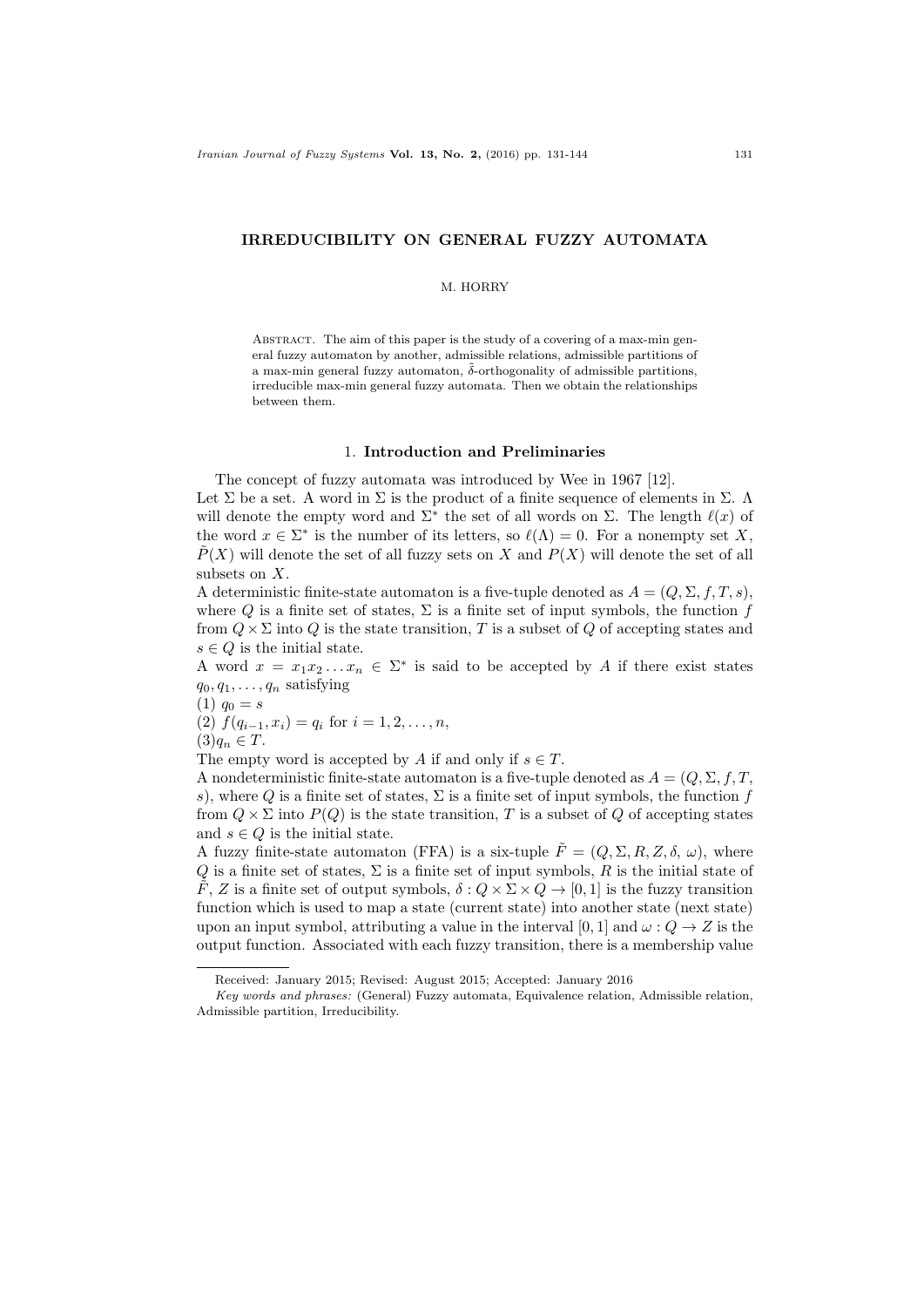# IRREDUCIBILITY ON GENERAL FUZZY AUTOMATA

M. HORRY

Abstract. The aim of this paper is the study of a covering of a max-min general fuzzy automaton by another, admissible relations, admissible partitions of a max-min general fuzzy automaton, $\tilde{\delta}$-orthogonality of admissible partitions, irreducible max-min general fuzzy automata. Then we obtain the relationships between them.

## 1. Introduction and Preliminaries

The concept of fuzzy automata was introduced by Wee in 1967 [12].

Let $\Sigma$ be a set. A word in $\Sigma$ is the product of a finite sequence of elements in $\Sigma$. $\Lambda$ will denote the empty word and $\Sigma^*$ the set of all words on $\Sigma$. The length $\ell(x)$ of the word $x \in \Sigma^*$ is the number of its letters, so $\ell(\Lambda) = 0$. For a nonempty set $X$, $\tilde{P}(X)$ will denote the set of all fuzzy sets on $X$ and $P(X)$ will denote the set of all subsets on $X$.

A deterministic finite-state automaton is a five-tuple denoted as $A = (Q, \Sigma, f, T, s)$, where $Q$ is a finite set of states, $\Sigma$ is a finite set of input symbols, the function $f$ from $Q \times \Sigma$ into $Q$ is the state transition, $T$ is a subset of $Q$ of accepting states and $s \in Q$ is the initial state.

A word $x = x_1 x_2 \dots x_n \in \Sigma^*$ is said to be accepted by $A$ if there exist states $q_0, q_1, \dots, q_n$ satisfying

(1) $q_0 = s$

(2) $f(q_{i-1}, x_i) = q_i$ for $i = 1, 2, \dots, n$,

(3) $q_n \in T$.

The empty word is accepted by $A$ if and only if $s \in T$.

A nondeterministic finite-state automaton is a five-tuple denoted as $A = (Q, \Sigma, f, T, s)$, where $Q$ is a finite set of states, $\Sigma$ is a finite set of input symbols, the function $f$ from $Q \times \Sigma$ into $P(Q)$ is the state transition, $T$ is a subset of $Q$ of accepting states and $s \in Q$ is the initial state.

A fuzzy finite-state automaton (FFA) is a six-tuple $\tilde{F} = (Q, \Sigma, R, Z, \delta, \omega)$, where $Q$ is a finite set of states, $\Sigma$ is a finite set of input symbols, $R$ is the initial state of $\tilde{F}$, $Z$ is a finite set of output symbols, $\delta : Q \times \Sigma \times Q \to [0, 1]$ is the fuzzy transition function which is used to map a state (current state) into another state (next state) upon an input symbol, attributing a value in the interval $[0, 1]$ and $\omega : Q \to Z$ is the output function. Associated with each fuzzy transition, there is a membership value

Received: January 2015; Revised: August 2015; Accepted: January 2016

*Key words and phrases:* (General) Fuzzy automata, Equivalence relation, Admissible relation, Admissible partition, Irreducibility.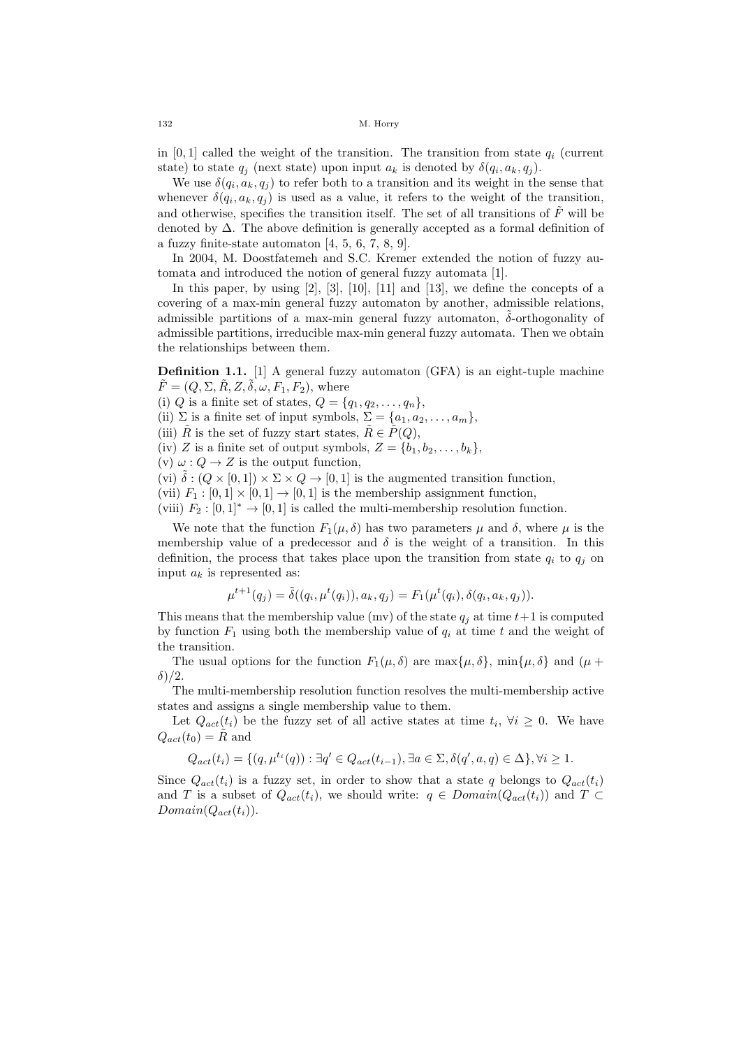in $[0, 1]$ called the weight of the transition. The transition from state $q_i$ (current state) to state $q_j$ (next state) upon input $a_k$ is denoted by $\delta(q_i, a_k, q_j)$.

We use $\delta(q_i, a_k, q_j)$ to refer both to a transition and its weight in the sense that whenever $\delta(q_i, a_k, q_j)$ is used as a value, it refers to the weight of the transition, and otherwise, specifies the transition itself. The set of all transitions of $\tilde{F}$ will be denoted by $\Delta$. The above definition is generally accepted as a formal definition of a fuzzy finite-state automaton [4, 5, 6, 7, 8, 9].

In 2004, M. Doostfatemeh and S.C. Kremer extended the notion of fuzzy automata and introduced the notion of general fuzzy automata [1].

In this paper, by using [2], [3], [10], [11] and [13], we define the concepts of a covering of a max-min general fuzzy automaton by another, admissible relations, admissible partitions of a max-min general fuzzy automaton, $\tilde{\delta}$-orthogonality of admissible partitions, irreducible max-min general fuzzy automata. Then we obtain the relationships between them.

**Definition 1.1.** [1] A general fuzzy automaton (GFA) is an eight-tuple machine $\tilde{F} = (Q, \Sigma, \tilde{R}, Z, \tilde{\delta}, \omega, F_1, F_2)$, where

(i) $Q$ is a finite set of states, $Q = \{q_1, q_2, \dots, q_n\}$,
(ii) $\Sigma$ is a finite set of input symbols, $\Sigma = \{a_1, a_2, \dots, a_m\}$,
(iii) $\tilde{R}$ is the set of fuzzy start states, $\tilde{R} \in \tilde{P}(Q)$,
(iv) $Z$ is a finite set of output symbols, $Z = \{b_1, b_2, \dots, b_k\}$,
(v) $\omega : Q \to Z$ is the output function,
(vi) $\tilde{\delta} : (Q \times [0, 1]) \times \Sigma \times Q \to [0, 1]$ is the augmented transition function,
(vii) $F_1 : [0, 1] \times [0, 1] \to [0, 1]$ is the membership assignment function,
(viii) $F_2 : [0, 1]^* \to [0, 1]$ is called the multi-membership resolution function.

We note that the function $F_1(\mu, \delta)$ has two parameters $\mu$ and $\delta$, where $\mu$ is the membership value of a predecessor and $\delta$ is the weight of a transition. In this definition, the process that takes place upon the transition from state $q_i$ to $q_j$ on input $a_k$ is represented as:

$$\mu^{t+1}(q_j) = \tilde{\delta}((q_i, \mu^t(q_i)), a_k, q_j) = F_1(\mu^t(q_i), \delta(q_i, a_k, q_j)).$$

This means that the membership value (mv) of the state $q_j$ at time $t+1$ is computed by function $F_1$ using both the membership value of $q_i$ at time $t$ and the weight of the transition.

The usual options for the function $F_1(\mu, \delta)$ are $\max\{\mu, \delta\}$, $\min\{\mu, \delta\}$ and $(\mu + \delta)/2$.

The multi-membership resolution function resolves the multi-membership active states and assigns a single membership value to them.

Let $Q_{act}(t_i)$ be the fuzzy set of all active states at time $t_i$, $\forall i \geq 0$. We have $Q_{act}(t_0) = \tilde{R}$ and

$$Q_{act}(t_i) = \{(q, \mu^{t_i}(q)) : \exists q' \in Q_{act}(t_{i-1}), \exists a \in \Sigma, \delta(q', a, q) \in \Delta\}, \forall i \geq 1.$$

Since $Q_{act}(t_i)$ is a fuzzy set, in order to show that a state $q$ belongs to $Q_{act}(t_i)$ and $T$ is a subset of $Q_{act}(t_i)$, we should write: $q \in Domain(Q_{act}(t_i))$ and $T \subset Domain(Q_{act}(t_i))$.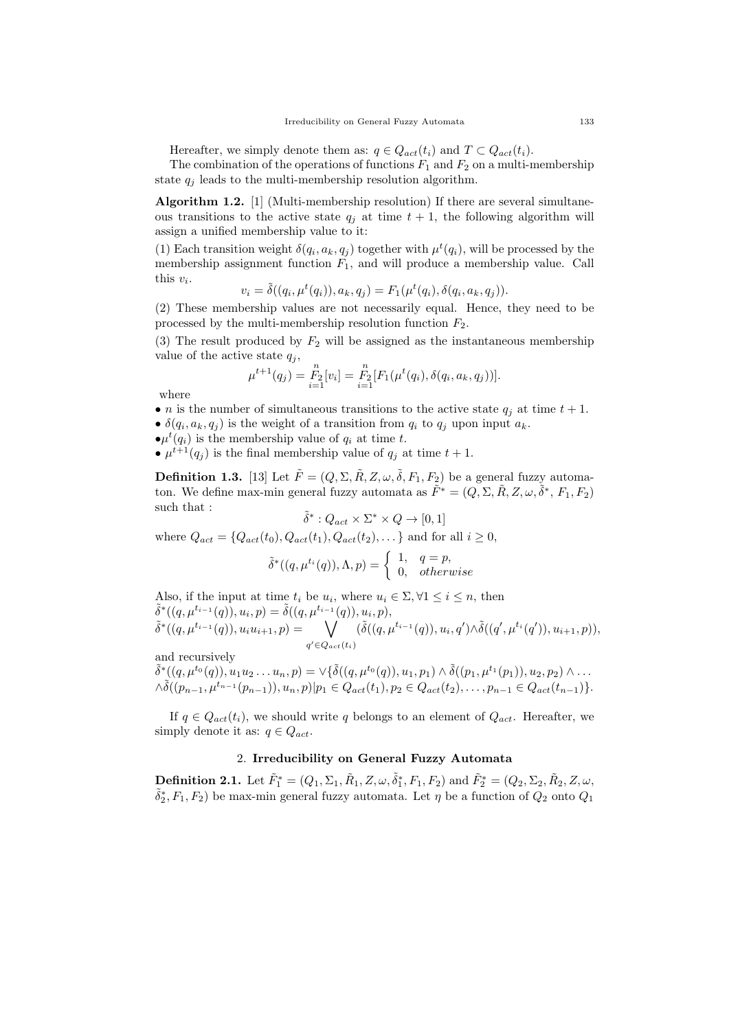Hereafter, we simply denote them as: $q \in Q_{act}(t_i)$ and $T \subset Q_{act}(t_i)$.

The combination of the operations of functions $F_1$ and $F_2$ on a multi-membership state $q_j$ leads to the multi-membership resolution algorithm.

**Algorithm 1.2.** [1] (Multi-membership resolution) If there are several simultaneous transitions to the active state $q_j$ at time $t+1$, the following algorithm will assign a unified membership value to it:

(1) Each transition weight $\delta(q_i, a_k, q_j)$ together with $\mu^t(q_i)$, will be processed by the membership assignment function $F_1$, and will produce a membership value. Call this $v_i$.

$$v_i = \tilde{\delta}((q_i, \mu^t(q_i)), a_k, q_j) = F_1(\mu^t(q_i), \delta(q_i, a_k, q_j)).$$

(2) These membership values are not necessarily equal. Hence, they need to be processed by the multi-membership resolution function $F_2$.

(3) The result produced by $F_2$ will be assigned as the instantaneous membership value of the active state $q_j$,

$$\mu^{t+1}(q_j) = \underset{i=1}{\overset{n}{F_2}}[v_i] = \underset{i=1}{\overset{n}{F_2}}[F_1(\mu^t(q_i), \delta(q_i, a_k, q_j))].$$

where

- $n$ is the number of simultaneous transitions to the active state $q_j$ at time $t+1$.
- $\delta(q_i, a_k, q_j)$ is the weight of a transition from $q_i$ to $q_j$ upon input $a_k$.
- $\mu^t(q_i)$ is the membership value of $q_i$ at time $t$.
- $\mu^{t+1}(q_j)$ is the final membership value of $q_j$ at time $t+1$.

**Definition 1.3.** [13] Let $\tilde{F} = (Q, \Sigma, \tilde{R}, Z, \omega, \tilde{\delta}, F_1, F_2)$ be a general fuzzy automaton. We define max-min general fuzzy automata as $\tilde{F}^* = (Q, \Sigma, \tilde{R}, Z, \omega, \tilde{\delta}^*, F_1, F_2)$ such that :

$$\tilde{\delta}^* : Q_{act} \times \Sigma^* \times Q \to [0, 1]$$

where $Q_{act} = \{Q_{act}(t_0), Q_{act}(t_1), Q_{act}(t_2), \dots\}$ and for all $i \geq 0$,

$$\tilde{\delta}^*((q, \mu^{t_i}(q)), \Lambda, p) = \begin{cases} 1, & q = p, \\ 0, & otherwise \end{cases}$$

Also, if the input at time $t_i$ be $u_i$, where $u_i \in \Sigma, \forall 1 \leq i \leq n$, then

$\tilde{\delta}^*((q, \mu^{t_{i-1}}(q)), u_i, p) = \tilde{\delta}((q, \mu^{t_{i-1}}(q)), u_i, p)$,

$\tilde{\delta}^*((q, \mu^{t_{i-1}}(q)), u_i u_{i+1}, p) = \bigvee_{q' \in Q_{act}(t_i)} (\tilde{\delta}((q, \mu^{t_{i-1}}(q)), u_i, q') \wedge \tilde{\delta}((q', \mu^{t_i}(q')), u_{i+1}, p))$,

and recursively

$\tilde{\delta}^*((q, \mu^{t_0}(q)), u_1 u_2 \dots u_n, p) = \vee\{\tilde{\delta}((q, \mu^{t_0}(q)), u_1, p_1) \wedge \tilde{\delta}((p_1, \mu^{t_1}(p_1)), u_2, p_2) \wedge \dots \wedge \tilde{\delta}((p_{n-1}, \mu^{t_{n-1}}(p_{n-1})), u_n, p) | p_1 \in Q_{act}(t_1), p_2 \in Q_{act}(t_2), \dots, p_{n-1} \in Q_{act}(t_{n-1})\}$.

If $q \in Q_{act}(t_i)$, we should write $q$ belongs to an element of $Q_{act}$. Hereafter, we simply denote it as: $q \in Q_{act}$.

## 2. Irreducibility on General Fuzzy Automata

**Definition 2.1.** Let $\tilde{F}_1^* = (Q_1, \Sigma_1, \tilde{R}_1, Z, \omega, \tilde{\delta}_1^*, F_1, F_2)$ and $\tilde{F}_2^* = (Q_2, \Sigma_2, \tilde{R}_2, Z, \omega, \tilde{\delta}_2^*, F_1, F_2)$ be max-min general fuzzy automata. Let $\eta$ be a function of $Q_2$ onto $Q_1$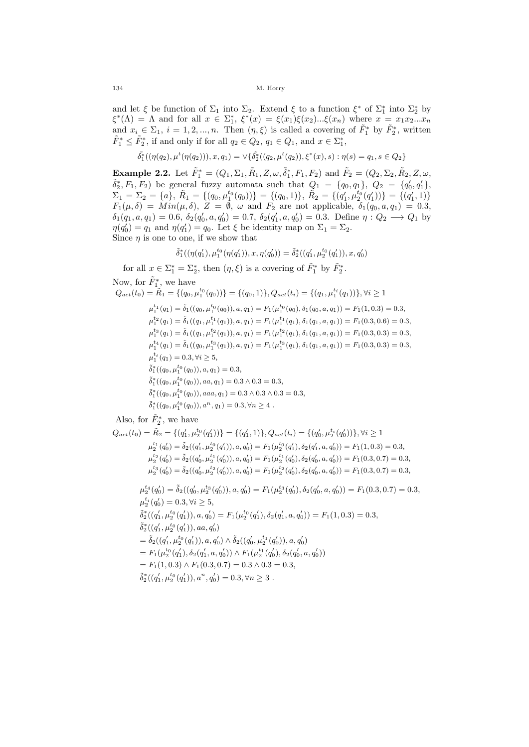and let $\xi$ be function of $\Sigma_1$ into $\Sigma_2$. Extend $\xi$ to a function $\xi^*$ of $\Sigma_1^*$ into $\Sigma_2^*$ by $\xi^*(\Lambda) = \Lambda$ and for all $x \in \Sigma_1^*$, $\xi^*(x) = \xi(x_1)\xi(x_2)...\xi(x_n)$ where $x = x_1x_2...x_n$ and $x_i \in \Sigma_1$, $i = 1, 2, ..., n$. Then $(\eta, \xi)$ is called a covering of $\tilde{F}_1^*$ by $\tilde{F}_2^*$, written $\tilde{F}_1^* \leq \tilde{F}_2^*$, if and only if for all $q_2 \in Q_2$, $q_1 \in Q_1$, and $x \in \Sigma_1^*$,

$$\tilde{\delta}_1^*((\eta(q_2), \mu^t(\eta(q_2))), x, q_1) = \vee\{\tilde{\delta}_2^*((q_2, \mu^t(q_2)), \xi^*(x), s) : \eta(s) = q_1, s \in Q_2\}$$

**Example 2.2.** Let $\tilde{F}_1^* = (Q_1, \Sigma_1, \tilde{R}_1, Z, \omega, \tilde{\delta}_1^*, F_1, F_2)$ and $\tilde{F}_2 = (Q_2, \Sigma_2, \tilde{R}_2, Z, \omega, \tilde{\delta}_2^*, F_1, F_2)$ be general fuzzy automata such that $Q_1 = \{q_0, q_1\}$, $Q_2 = \{q_0', q_1'\}$, $\Sigma_1 = \Sigma_2 = \{a\}$, $\tilde{R}_1 = \{(q_0, \mu_1^{t_0}(q_0))\} = \{(q_0, 1)\}$, $\tilde{R}_2 = \{(q_1', \mu_2^{t_0}(q_1'))\} = \{(q_1', 1)\}$ $F_1(\mu, \delta) = Min(\mu, \delta)$, $Z = \emptyset$, $\omega$ and $F_2$ are not applicable, $\delta_1(q_0, a, q_1) = 0.3$, $\delta_1(q_1, a, q_1) = 0.6$, $\delta_2(q_0', a, q_0') = 0.7$, $\delta_2(q_1', a, q_0') = 0.3$. Define $\eta : Q_2 \longrightarrow Q_1$ by $\eta(q_0') = q_1$ and $\eta(q_1') = q_0$. Let $\xi$ be identity map on $\Sigma_1 = \Sigma_2$.
Since $\eta$ is one to one, if we show that

$$\tilde{\delta}_1^*((\eta(q_1'), \mu_1^{t_0}(\eta(q_1'))), x, \eta(q_0')) = \tilde{\delta}_2^*((q_1', \mu_2^{t_0}(q_1')), x, q_0')$$

for all $x \in \Sigma_1^* = \Sigma_2^*$, then $(\eta, \xi)$ is a covering of $\tilde{F}_1^*$ by $\tilde{F}_2^*$.

Now, for $\tilde{F}_1^*$, we have

$Q_{act}(t_0) = \tilde{R}_1 = \{(q_0, \mu_1^{t_0}(q_0))\} = \{(q_0, 1)\}, Q_{act}(t_i) = \{(q_1, \mu_1^{t_i}(q_1))\}, \forall i \geq 1$

$$\mu_1^{t_1}(q_1) = \tilde{\delta}_1((q_0, \mu_1^{t_0}(q_0)), a, q_1) = F_1(\mu_1^{t_0}(q_0), \delta_1(q_0, a, q_1)) = F_1(1, 0.3) = 0.3,$$
$$\mu_1^{t_2}(q_1) = \tilde{\delta}_1((q_1, \mu_1^{t_1}(q_1)), a, q_1) = F_1(\mu_1^{t_1}(q_1), \delta_1(q_1, a, q_1)) = F_1(0.3, 0.6) = 0.3,$$
$$\mu_1^{t_3}(q_1) = \tilde{\delta}_1((q_1, \mu_1^{t_2}(q_1)), a, q_1) = F_1(\mu_1^{t_2}(q_1), \delta_1(q_1, a, q_1)) = F_1(0.3, 0.3) = 0.3,$$
$$\mu_1^{t_4}(q_1) = \tilde{\delta}_1((q_0, \mu_1^{t_3}(q_1)), a, q_1) = F_1(\mu_1^{t_3}(q_1), \delta_1(q_1, a, q_1)) = F_1(0.3, 0.3) = 0.3,$$
$$\mu_1^{t_i}(q_1) = 0.3, \forall i \geq 5,$$
$$\tilde{\delta}_1^*((q_0, \mu_1^{t_0}(q_0)), a, q_1) = 0.3,$$
$$\tilde{\delta}_1^*((q_0, \mu_1^{t_0}(q_0)), aa, q_1) = 0.3 \wedge 0.3 = 0.3,$$
$$\tilde{\delta}_1^*((q_0, \mu_1^{t_0}(q_0)), aaa, q_1) = 0.3 \wedge 0.3 \wedge 0.3 = 0.3,$$
$$\tilde{\delta}_1^*((q_0, \mu_1^{t_0}(q_0)), a^n, q_1) = 0.3, \forall n \geq 4 .$$

Also, for $\tilde{F}_2^*$, we have

$Q_{act}(t_0) = \tilde{R}_2 = \{(q_1', \mu_2^{t_0}(q_1'))\} = \{(q_1', 1)\}, Q_{act}(t_i) = \{(q_0', \mu_2^{t_i}(q_0'))\}, \forall i \geq 1$

$$\mu_2^{t_1}(q_0') = \tilde{\delta}_2((q_1', \mu_2^{t_0}(q_1')), a, q_0') = F_1(\mu_2^{t_0}(q_1'), \delta_2(q_1', a, q_0')) = F_1(1, 0.3) = 0.3,$$
$$\mu_2^{t_2}(q_0') = \tilde{\delta}_2((q_0', \mu_2^{t_1}(q_0')), a, q_0') = F_1(\mu_2^{t_1}(q_0'), \delta_2(q_0', a, q_0')) = F_1(0.3, 0.7) = 0.3,$$
$$\mu_2^{t_3}(q_0') = \tilde{\delta}_2((q_0', \mu_2^{t_2}(q_0')), a, q_0') = F_1(\mu_2^{t_2}(q_0'), \delta_2(q_0', a, q_0')) = F_1(0.3, 0.7) = 0.3,$$

$$\mu_2^{t_4}(q_0') = \tilde{\delta}_2((q_0', \mu_2^{t_3}(q_0')), a, q_0') = F_1(\mu_2^{t_3}(q_0'), \delta_2(q_0', a, q_0')) = F_1(0.3, 0.7) = 0.3,$$
$$\mu_2^{t_i}(q_0') = 0.3, \forall i \geq 5,$$
$$\tilde{\delta}_2^*((q_1', \mu_2^{t_0}(q_1')), a, q_0') = F_1(\mu_2^{t_0}(q_1'), \delta_2(q_1', a, q_0')) = F_1(1, 0.3) = 0.3,$$
$$\begin{aligned}
&\tilde{\delta}_2^*((q_1', \mu_2^{t_0}(q_1')), aa, q_0') \\
&= \tilde{\delta}_2((q_1', \mu_2^{t_0}(q_1')), a, q_0') \wedge \tilde{\delta}_2((q_0', \mu_2^{t_1}(q_0')), a, q_0') \\
&= F_1(\mu_2^{t_0}(q_1'), \delta_2(q_1', a, q_0')) \wedge F_1(\mu_2^{t_1}(q_0'), \delta_2(q_0', a, q_0')) \\
&= F_1(1, 0.3) \wedge F_1(0.3, 0.7) = 0.3 \wedge 0.3 = 0.3,
\end{aligned}$$
$$\tilde{\delta}_2^*((q_1', \mu_2^{t_0}(q_1')), a^n, q_0') = 0.3, \forall n \geq 3 .$$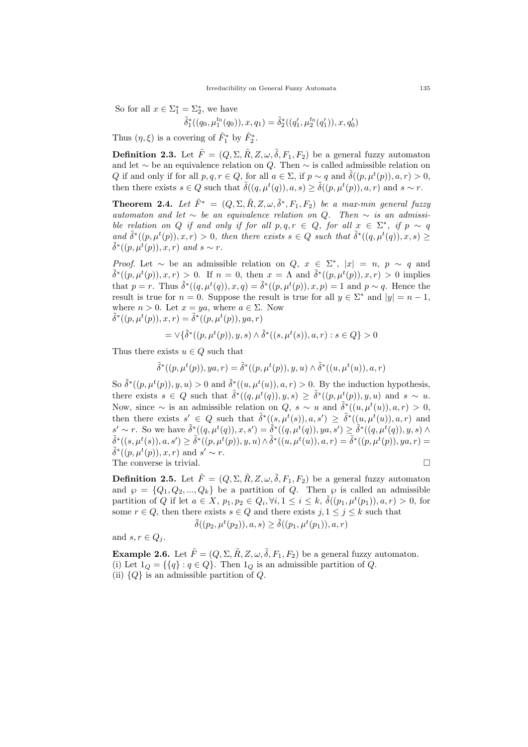So for all $x \in \Sigma_1^* = \Sigma_2^*$, we have

$$\tilde{\delta}_1^*((q_0, \mu_1^{t_0}(q_0)), x, q_1) = \tilde{\delta}_2^*((q_1', \mu_2^{t_0}(q_1')), x, q_0')$$

Thus $(\eta, \xi)$ is a covering of $\tilde{F}_1^*$ by $\tilde{F}_2^*$.

**Definition 2.3.** Let $\tilde{F} = (Q, \Sigma, \tilde{R}, Z, \omega, \tilde{\delta}, F_1, F_2)$ be a general fuzzy automaton and let $\sim$ be an equivalence relation on $Q$. Then $\sim$ is called admissible relation on $Q$ if and only if for all $p, q, r \in Q$, for all $a \in \Sigma$, if $p \sim q$ and $\tilde{\delta}((p, \mu^t(p)), a, r) > 0$, then there exists $s \in Q$ such that $\tilde{\delta}((q, \mu^t(q)), a, s) \geq \tilde{\delta}((p, \mu^t(p)), a, r)$ and $s \sim r$.

**Theorem 2.4.** *Let $\tilde{F}^* = (Q, \Sigma, \tilde{R}, Z, \omega, \tilde{\delta}^*, F_1, F_2)$ be a max-min general fuzzy automaton and let $\sim$ be an equivalence relation on $Q$. Then $\sim$ is an admissible relation on $Q$ if and only if for all $p, q, r \in Q$, for all $x \in \Sigma^*$, if $p \sim q$ and $\tilde{\delta}^*((p, \mu^t(p)), x, r) > 0$, then there exists $s \in Q$ such that $\tilde{\delta}^*((q, \mu^t(q)), x, s) \geq \tilde{\delta}^*((p, \mu^t(p)), x, r)$ and $s \sim r$.*

*Proof.* Let $\sim$ be an admissible relation on $Q$, $x \in \Sigma^*$, $|x| = n$, $p \sim q$ and $\tilde{\delta}^*((p, \mu^t(p)), x, r) > 0$. If $n = 0$, then $x = \Lambda$ and $\tilde{\delta}^*((p, \mu^t(p)), x, r) > 0$ implies that $p = r$. Thus $\tilde{\delta}^*((q, \mu^t(q)), x, q) = \tilde{\delta}^*((p, \mu^t(p)), x, p) = 1$ and $p \sim q$. Hence the result is true for $n = 0$. Suppose the result is true for all $y \in \Sigma^*$ and $|y| = n - 1$, where $n > 0$. Let $x = ya$, where $a \in \Sigma$. Now
$\tilde{\delta}^*((p, \mu^t(p)), x, r) = \tilde{\delta}^*((p, \mu^t(p)), ya, r)$

$$= \vee\{\tilde{\delta}^*((p, \mu^t(p)), y, s) \wedge \tilde{\delta}^*((s, \mu^t(s)), a, r) : s \in Q\} > 0$$

Thus there exists $u \in Q$ such that

$$\tilde{\delta}^*((p, \mu^t(p)), ya, r) = \tilde{\delta}^*((p, \mu^t(p)), y, u) \wedge \tilde{\delta}^*((u, \mu^t(u)), a, r)$$

So $\tilde{\delta}^*((p, \mu^t(p)), y, u) > 0$ and $\tilde{\delta}^*((u, \mu^t(u)), a, r) > 0$. By the induction hypothesis, there exists $s \in Q$ such that $\tilde{\delta}^*((q, \mu^t(q)), y, s) \geq \tilde{\delta}^*((p, \mu^t(p)), y, u)$ and $s \sim u$. Now, since $\sim$ is an admissible relation on $Q$, $s \sim u$ and $\tilde{\delta}^*((u, \mu^t(u)), a, r) > 0$, then there exists $s' \in Q$ such that $\tilde{\delta}^*((s, \mu^t(s)), a, s') \geq \tilde{\delta}^*((u, \mu^t(u)), a, r)$ and $s' \sim r$. So we have $\tilde{\delta}^*((q, \mu^t(q)), x, s') = \tilde{\delta}^*((q, \mu^t(q)), ya, s') \geq \tilde{\delta}^*((q, \mu^t(q)), y, s) \wedge \tilde{\delta}^*((s, \mu^t(s)), a, s') \geq \tilde{\delta}^*((p, \mu^t(p)), y, u) \wedge \tilde{\delta}^*((u, \mu^t(u)), a, r) = \tilde{\delta}^*((p, \mu^t(p)), ya, r) = \tilde{\delta}^*((p, \mu^t(p)), x, r)$ and $s' \sim r$.
The converse is trivial. □

**Definition 2.5.** Let $\tilde{F} = (Q, \Sigma, \tilde{R}, Z, \omega, \tilde{\delta}, F_1, F_2)$ be a general fuzzy automaton and $\wp = \{Q_1, Q_2, ..., Q_k\}$ be a partition of $Q$. Then $\wp$ is called an admissible partition of $Q$ if let $a \in X$, $p_1, p_2 \in Q_i, \forall i, 1 \leq i \leq k$, $\tilde{\delta}((p_1, \mu^t(p_1)), a, r) > 0$, for some $r \in Q$, then there exists $s \in Q$ and there exists $j, 1 \leq j \leq k$ such that

$$\tilde{\delta}((p_2, \mu^t(p_2)), a, s) \geq \tilde{\delta}((p_1, \mu^t(p_1)), a, r)$$

and $s, r \in Q_j$.

**Example 2.6.** Let $\tilde{F} = (Q, \Sigma, \tilde{R}, Z, \omega, \tilde{\delta}, F_1, F_2)$ be a general fuzzy automaton.
(i) Let $1_Q = \{\{q\} : q \in Q\}$. Then $1_Q$ is an admissible partition of $Q$.
(ii) $\{Q\}$ is an admissible partition of $Q$.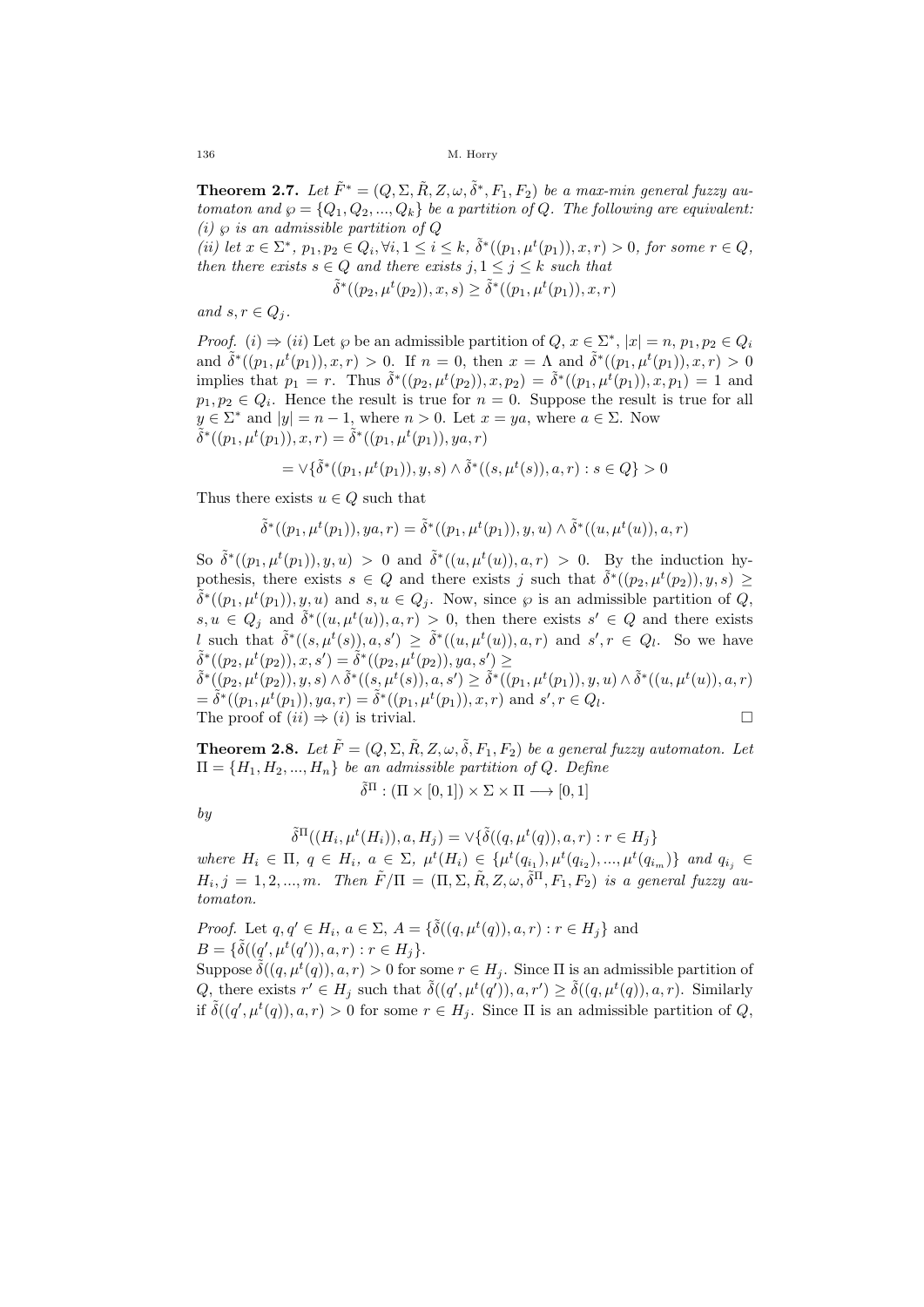**Theorem 2.7.** *Let $\tilde{F}^* = (Q, \Sigma, \tilde{R}, Z, \omega, \tilde{\delta}^*, F_1, F_2)$ be a max-min general fuzzy automaton and $\wp = \{Q_1, Q_2, ..., Q_k\}$ be a partition of $Q$. The following are equivalent:*
*(i) $\wp$ is an admissible partition of $Q$*
*(ii) let $x \in \Sigma^*$, $p_1, p_2 \in Q_i, \forall i, 1 \leq i \leq k$, $\tilde{\delta}^*((p_1, \mu^t(p_1)), x, r) > 0$, for some $r \in Q$, then there exists $s \in Q$ and there exists $j, 1 \leq j \leq k$ such that*

$$\tilde{\delta}^*((p_2, \mu^t(p_2)), x, s) \geq \tilde{\delta}^*((p_1, \mu^t(p_1)), x, r)$$

*and $s, r \in Q_j$.*

*Proof.* $(i) \Rightarrow (ii)$ Let $\wp$ be an admissible partition of $Q$, $x \in \Sigma^*$, $|x| = n$, $p_1, p_2 \in Q_i$ and $\tilde{\delta}^*((p_1, \mu^t(p_1)), x, r) > 0$. If $n = 0$, then $x = \Lambda$ and $\tilde{\delta}^*((p_1, \mu^t(p_1)), x, r) > 0$ implies that $p_1 = r$. Thus $\tilde{\delta}^*((p_2, \mu^t(p_2)), x, p_2) = \tilde{\delta}^*((p_1, \mu^t(p_1)), x, p_1) = 1$ and $p_1, p_2 \in Q_i$. Hence the result is true for $n = 0$. Suppose the result is true for all $y \in \Sigma^*$ and $|y| = n - 1$, where $n > 0$. Let $x = ya$, where $a \in \Sigma$. Now
$\tilde{\delta}^*((p_1, \mu^t(p_1)), x, r) = \tilde{\delta}^*((p_1, \mu^t(p_1)), ya, r)$

$$= \vee\{\tilde{\delta}^*((p_1, \mu^t(p_1)), y, s) \wedge \tilde{\delta}^*((s, \mu^t(s)), a, r) : s \in Q\} > 0$$

Thus there exists $u \in Q$ such that

$$\tilde{\delta}^*((p_1, \mu^t(p_1)), ya, r) = \tilde{\delta}^*((p_1, \mu^t(p_1)), y, u) \wedge \tilde{\delta}^*((u, \mu^t(u)), a, r)$$

So $\tilde{\delta}^*((p_1, \mu^t(p_1)), y, u) > 0$ and $\tilde{\delta}^*((u, \mu^t(u)), a, r) > 0$. By the induction hypothesis, there exists $s \in Q$ and there exists $j$ such that $\tilde{\delta}^*((p_2, \mu^t(p_2)), y, s) \geq \tilde{\delta}^*((p_1, \mu^t(p_1)), y, u)$ and $s, u \in Q_j$. Now, since $\wp$ is an admissible partition of $Q$, $s, u \in Q_j$ and $\tilde{\delta}^*((u, \mu^t(u)), a, r) > 0$, then there exists $s' \in Q$ and there exists $l$ such that $\tilde{\delta}^*((s, \mu^t(s)), a, s') \geq \tilde{\delta}^*((u, \mu^t(u)), a, r)$ and $s', r \in Q_l$. So we have
$\tilde{\delta}^*((p_2, \mu^t(p_2)), x, s') = \tilde{\delta}^*((p_2, \mu^t(p_2)), ya, s') \geq$
$\tilde{\delta}^*((p_2, \mu^t(p_2)), y, s) \wedge \tilde{\delta}^*((s, \mu^t(s)), a, s') \geq \tilde{\delta}^*((p_1, \mu^t(p_1)), y, u) \wedge \tilde{\delta}^*((u, \mu^t(u)), a, r)$
$= \tilde{\delta}^*((p_1, \mu^t(p_1)), ya, r) = \tilde{\delta}^*((p_1, \mu^t(p_1)), x, r)$ and $s', r \in Q_l$.
The proof of $(ii) \Rightarrow (i)$ is trivial. $\square$

**Theorem 2.8.** *Let $\tilde{F} = (Q, \Sigma, \tilde{R}, Z, \omega, \tilde{\delta}, F_1, F_2)$ be a general fuzzy automaton. Let $\Pi = \{H_1, H_2, ..., H_n\}$ be an admissible partition of $Q$. Define*

$$\tilde{\delta}^{\Pi} : (\Pi \times [0, 1]) \times \Sigma \times \Pi \longrightarrow [0, 1]$$

*by*

$$\tilde{\delta}^{\Pi}((H_i, \mu^t(H_i)), a, H_j) = \vee\{\tilde{\delta}((q, \mu^t(q)), a, r) : r \in H_j\}$$

*where $H_i \in \Pi$, $q \in H_i$, $a \in \Sigma$, $\mu^t(H_i) \in \{\mu^t(q_{i_1}), \mu^t(q_{i_2}), ..., \mu^t(q_{i_m})\}$ and $q_{i_j} \in H_i, j = 1, 2, ..., m$. Then $\tilde{F}/\Pi = (\Pi, \Sigma, \tilde{R}, Z, \omega, \tilde{\delta}^{\Pi}, F_1, F_2)$ is a general fuzzy automaton.*

*Proof.* Let $q, q' \in H_i$, $a \in \Sigma$, $A = \{\tilde{\delta}((q, \mu^t(q)), a, r) : r \in H_j\}$ and
$B = \{\tilde{\delta}((q', \mu^t(q')), a, r) : r \in H_j\}$.
Suppose $\tilde{\delta}((q, \mu^t(q)), a, r) > 0$ for some $r \in H_j$. Since $\Pi$ is an admissible partition of $Q$, there exists $r' \in H_j$ such that $\tilde{\delta}((q', \mu^t(q')), a, r') \geq \tilde{\delta}((q, \mu^t(q)), a, r)$. Similarly if $\tilde{\delta}((q', \mu^t(q)), a, r) > 0$ for some $r \in H_j$. Since $\Pi$ is an admissible partition of $Q$,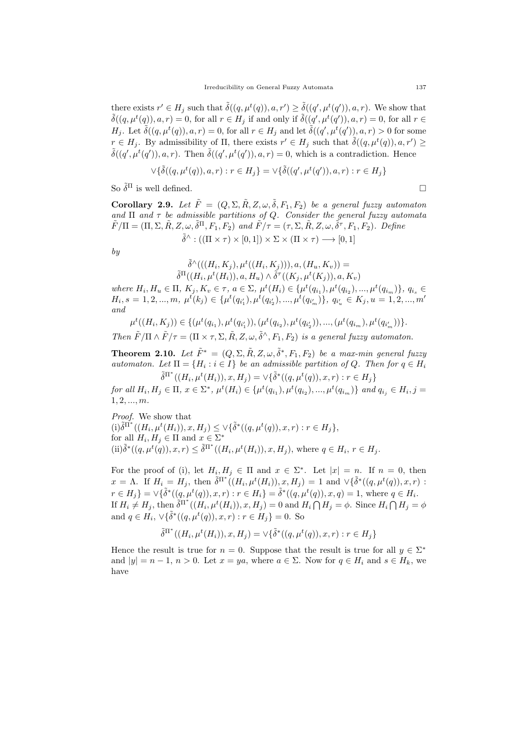there exists $r' \in H_j$ such that $\tilde{\delta}((q,\mu^t(q)),a,r') \geq \tilde{\delta}((q',\mu^t(q')),a,r)$. We show that $\tilde{\delta}((q,\mu^t(q)),a,r) = 0$, for all $r \in H_j$ if and only if $\tilde{\delta}((q',\mu^t(q')),a,r) = 0$, for all $r \in H_j$. Let $\tilde{\delta}((q,\mu^t(q)),a,r) = 0$, for all $r \in H_j$ and let $\tilde{\delta}((q',\mu^t(q')),a,r) > 0$ for some $r \in H_j$. By admissibility of $\Pi$, there exists $r' \in H_j$ such that $\tilde{\delta}((q,\mu^t(q)),a,r') \geq \tilde{\delta}((q',\mu^t(q')),a,r)$. Then $\tilde{\delta}((q',\mu^t(q')),a,r) = 0$, which is a contradiction. Hence

$$\vee\{\tilde{\delta}((q,\mu^t(q)),a,r) : r \in H_j\} = \vee\{\tilde{\delta}((q',\mu^t(q')),a,r) : r \in H_j\}$$

So $\tilde{\delta}^{\Pi}$ is well defined. □

**Corollary 2.9.** *Let $\tilde{F} = (Q,\Sigma,\tilde{R},Z,\omega,\tilde{\delta},F_1,F_2)$ be a general fuzzy automaton and $\Pi$ and $\tau$ be admissible partitions of $Q$. Consider the general fuzzy automata $\tilde{F}/\Pi = (\Pi,\Sigma,\tilde{R},Z,\omega,\tilde{\delta}^{\Pi},F_1,F_2)$ and $\tilde{F}/\tau = (\tau,\Sigma,\tilde{R},Z,\omega,\tilde{\delta}^{\tau},F_1,F_2)$. Define*

$$\tilde{\delta}^{\wedge} : ((\Pi \times \tau) \times [0,1]) \times \Sigma \times (\Pi \times \tau) \longrightarrow [0,1]$$

*by*

$$\tilde{\delta}^{\wedge}(((H_i,K_j),\mu^t((H_i,K_j))),a,(H_u,K_v)) =$$
$$\tilde{\delta}^{\Pi}((H_i,\mu^t(H_i)),a,H_u) \wedge \tilde{\delta}^{\tau}((K_j,\mu^t(K_j)),a,K_v)$$

*where $H_i,H_u \in \Pi$, $K_j,K_v \in \tau$, $a \in \Sigma$, $\mu^t(H_i) \in \{\mu^t(q_{i_1}),\mu^t(q_{i_2}),...,\mu^t(q_{i_m})\}$, $q_{i_s} \in H_i, s = 1,2,...,m$, $\mu^t(k_j) \in \{\mu^t(q_{i'_1}),\mu^t(q_{i'_2}),...,\mu^t(q_{i'_m})\}$, $q_{i'_u} \in K_j, u = 1,2,...,m'$ and*

$$\mu^t((H_i,K_j)) \in \{(\mu^t(q_{i_1}),\mu^t(q_{i'_1})),(\mu^t(q_{i_2}),\mu^t(q_{i'_2})),...,(\mu^t(q_{i_m}),\mu^t(q_{i'_m}))\}.$$

*Then $\tilde{F}/\Pi \wedge \tilde{F}/\tau = (\Pi \times \tau,\Sigma,\tilde{R},Z,\omega,\tilde{\delta}^{\wedge},F_1,F_2)$ is a general fuzzy automaton.*

**Theorem 2.10.** *Let $\tilde{F}^* = (Q,\Sigma,\tilde{R},Z,\omega,\tilde{\delta}^*,F_1,F_2)$ be a max-min general fuzzy automaton. Let $\Pi = \{H_i : i \in I\}$ be an admissible partition of $Q$. Then for $q \in H_i$*

$$\tilde{\delta}^{\Pi^*}((H_i,\mu^t(H_i)),x,H_j) = \vee\{\tilde{\delta}^*((q,\mu^t(q)),x,r) : r \in H_j\}$$

*for all $H_i,H_j \in \Pi$, $x \in \Sigma^*$, $\mu^t(H_i) \in \{\mu^t(q_{i_1}),\mu^t(q_{i_2}),...,\mu^t(q_{i_m})\}$ and $q_{i_j} \in H_i, j = 1,2,...,m$.*

*Proof.* We show that
(i) $\tilde{\delta}^{\Pi^*}((H_i,\mu^t(H_i)),x,H_j) \leq \vee\{\tilde{\delta}^*((q,\mu^t(q)),x,r) : r \in H_j\}$,
for all $H_i,H_j \in \Pi$ and $x \in \Sigma^*$
(ii) $\tilde{\delta}^*((q,\mu^t(q)),x,r) \leq \tilde{\delta}^{\Pi^*}((H_i,\mu^t(H_i)),x,H_j)$, where $q \in H_i$, $r \in H_j$.

For the proof of (i), let $H_i,H_j \in \Pi$ and $x \in \Sigma^*$. Let $|x| = n$. If $n = 0$, then $x = \Lambda$. If $H_i = H_j$, then $\tilde{\delta}^{\Pi^*}((H_i,\mu^t(H_i)),x,H_j) = 1$ and $\vee\{\tilde{\delta}^*((q,\mu^t(q)),x,r) : r \in H_j\} = \vee\{\tilde{\delta}^*((q,\mu^t(q)),x,r) : r \in H_i\} = \tilde{\delta}^*((q,\mu^t(q)),x,q) = 1$, where $q \in H_i$. If $H_i \neq H_j$, then $\tilde{\delta}^{\Pi^*}((H_i,\mu^t(H_i)),x,H_j) = 0$ and $H_i \bigcap H_j = \phi$. Since $H_i \bigcap H_j = \phi$ and $q \in H_i$, $\vee\{\tilde{\delta}^*((q,\mu^t(q)),x,r) : r \in H_j\} = 0$. So

$$\tilde{\delta}^{\Pi^*}((H_i,\mu^t(H_i)),x,H_j) = \vee\{\tilde{\delta}^*((q,\mu^t(q)),x,r) : r \in H_j\}$$

Hence the result is true for $n = 0$. Suppose that the result is true for all $y \in \Sigma^*$ and $|y| = n-1$, $n > 0$. Let $x = ya$, where $a \in \Sigma$. Now for $q \in H_i$ and $s \in H_k$, we have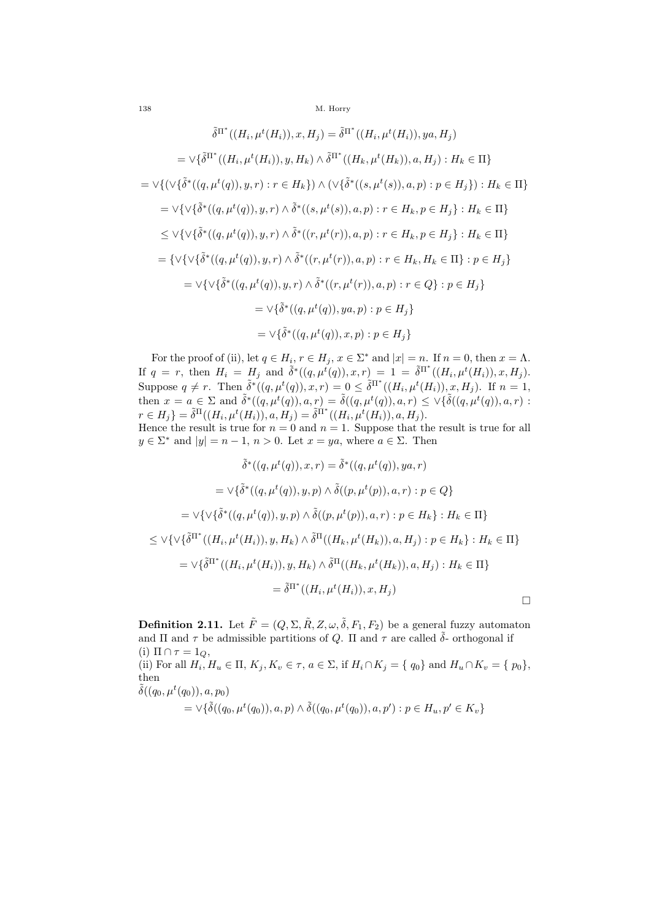$$\tilde{\delta}^{\Pi^*}((H_i, \mu^t(H_i)), x, H_j) = \tilde{\delta}^{\Pi^*}((H_i, \mu^t(H_i)), ya, H_j)$$

$$= \vee\{\tilde{\delta}^{\Pi^*}((H_i, \mu^t(H_i)), y, H_k) \wedge \tilde{\delta}^{\Pi^*}((H_k, \mu^t(H_k)), a, H_j) : H_k \in \Pi\}$$

$$= \vee\{(\vee\{\tilde{\delta}^*((q, \mu^t(q)), y, r) : r \in H_k\}) \wedge (\vee\{\tilde{\delta}^*((s, \mu^t(s)), a, p) : p \in H_j\}) : H_k \in \Pi\}$$

$$= \vee\{\vee\{\tilde{\delta}^*((q, \mu^t(q)), y, r) \wedge \tilde{\delta}^*((s, \mu^t(s)), a, p) : r \in H_k, p \in H_j\} : H_k \in \Pi\}$$

$$\leq \vee\{\vee\{\tilde{\delta}^*((q, \mu^t(q)), y, r) \wedge \tilde{\delta}^*((r, \mu^t(r)), a, p) : r \in H_k, p \in H_j\} : H_k \in \Pi\}$$

$$= \{\vee\{\vee\{\tilde{\delta}^*((q, \mu^t(q)), y, r) \wedge \tilde{\delta}^*((r, \mu^t(r)), a, p) : r \in H_k, H_k \in \Pi\} : p \in H_j\}$$

$$= \vee\{\vee\{\tilde{\delta}^*((q, \mu^t(q)), y, r) \wedge \tilde{\delta}^*((r, \mu^t(r)), a, p) : r \in Q\} : p \in H_j\}$$

$$= \vee\{\tilde{\delta}^*((q, \mu^t(q)), ya, p) : p \in H_j\}$$

$$= \vee\{\tilde{\delta}^*((q, \mu^t(q)), x, p) : p \in H_j\}$$

For the proof of (ii), let $q \in H_i$, $r \in H_j$, $x \in \Sigma^*$ and $|x| = n$. If $n = 0$, then $x = \Lambda$. If $q = r$, then $H_i = H_j$ and $\tilde{\delta}^*((q, \mu^t(q)), x, r) = 1 = \tilde{\delta}^{\Pi^*}((H_i, \mu^t(H_i)), x, H_j)$. Suppose $q \neq r$. Then $\tilde{\delta}^*((q, \mu^t(q)), x, r) = 0 \leq \tilde{\delta}^{\Pi^*}((H_i, \mu^t(H_i)), x, H_j)$. If $n = 1$, then $x = a \in \Sigma$ and $\tilde{\delta}^*((q, \mu^t(q)), a, r) = \tilde{\delta}((q, \mu^t(q)), a, r) \leq \vee\{\tilde{\delta}((q, \mu^t(q)), a, r) : r \in H_j\} = \tilde{\delta}^{\Pi}((H_i, \mu^t(H_i)), a, H_j) = \tilde{\delta}^{\Pi^*}((H_i, \mu^t(H_i)), a, H_j)$.
Hence the result is true for $n = 0$ and $n = 1$. Suppose that the result is true for all $y \in \Sigma^*$ and $|y| = n - 1$, $n > 0$. Let $x = ya$, where $a \in \Sigma$. Then

$$\tilde{\delta}^*((q, \mu^t(q)), x, r) = \tilde{\delta}^*((q, \mu^t(q)), ya, r)$$

$$= \vee\{\tilde{\delta}^*((q, \mu^t(q)), y, p) \wedge \tilde{\delta}((p, \mu^t(p)), a, r) : p \in Q\}$$

$$= \vee\{\vee\{\tilde{\delta}^*((q, \mu^t(q)), y, p) \wedge \tilde{\delta}((p, \mu^t(p)), a, r) : p \in H_k\} : H_k \in \Pi\}$$

$$\leq \vee\{\vee\{\tilde{\delta}^{\Pi^*}((H_i, \mu^t(H_i)), y, H_k) \wedge \tilde{\delta}^{\Pi}((H_k, \mu^t(H_k)), a, H_j) : p \in H_k\} : H_k \in \Pi\}$$

$$= \vee\{\tilde{\delta}^{\Pi^*}((H_i, \mu^t(H_i)), y, H_k) \wedge \tilde{\delta}^{\Pi}((H_k, \mu^t(H_k)), a, H_j) : H_k \in \Pi\}$$

$$= \tilde{\delta}^{\Pi^*}((H_i, \mu^t(H_i)), x, H_j)$$

□

**Definition 2.11.** Let $\tilde{F} = (Q, \Sigma, \tilde{R}, Z, \omega, \tilde{\delta}, F_1, F_2)$ be a general fuzzy automaton and $\Pi$ and $\tau$ be admissible partitions of $Q$. $\Pi$ and $\tau$ are called $\tilde{\delta}$- orthogonal if
(i) $\Pi \cap \tau = 1_Q$,
(ii) For all $H_i, H_u \in \Pi$, $K_j, K_v \in \tau$, $a \in \Sigma$, if $H_i \cap K_j = \{q_0\}$ and $H_u \cap K_v = \{p_0\}$, then
$\tilde{\delta}((q_0, \mu^t(q_0)), a, p_0)$

$$= \vee\{\tilde{\delta}((q_0, \mu^t(q_0)), a, p) \wedge \tilde{\delta}((q_0, \mu^t(q_0)), a, p') : p \in H_u, p' \in K_v\}$$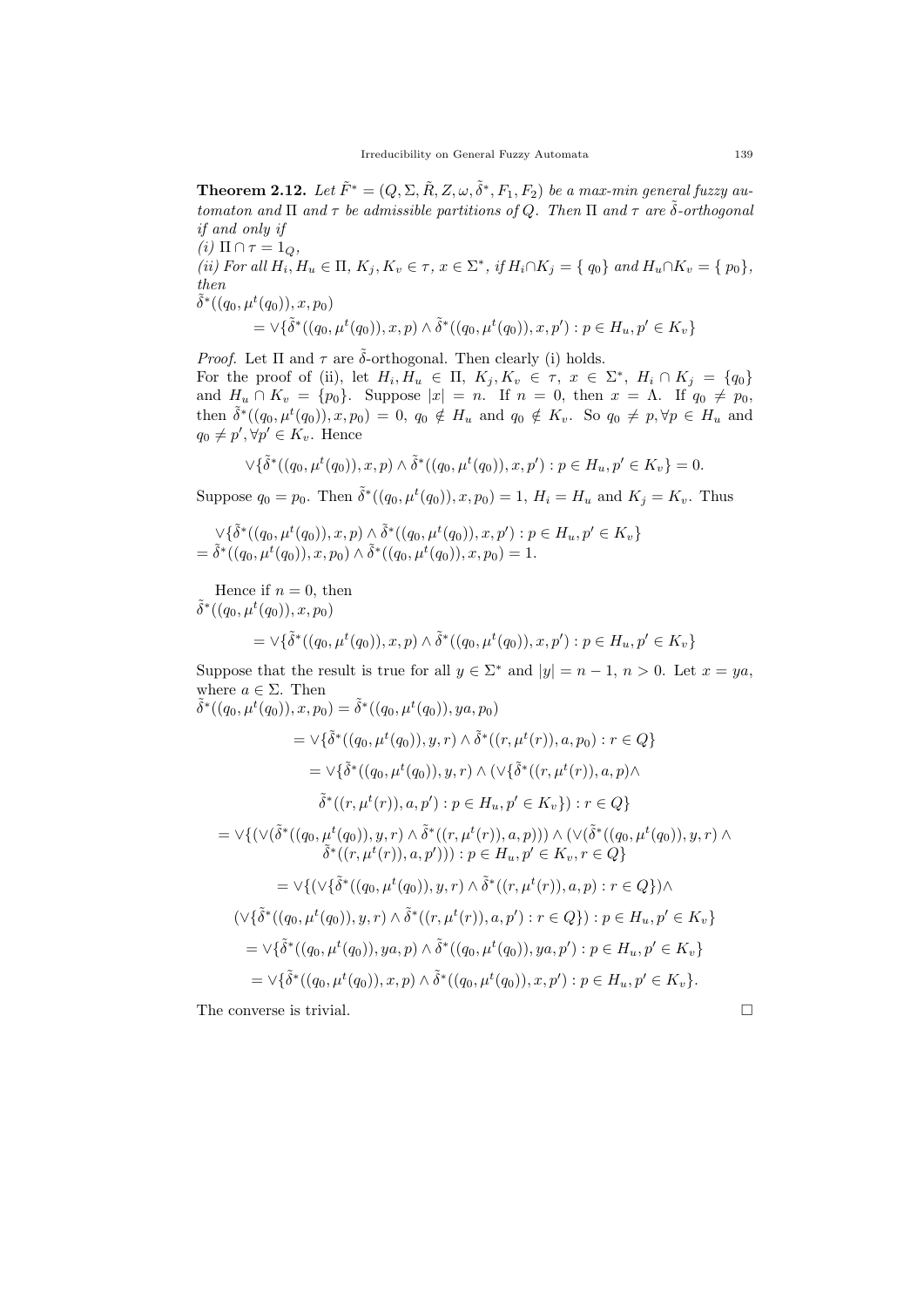**Theorem 2.12.** *Let $\tilde{F}^* = (Q, \Sigma, \tilde{R}, Z, \omega, \tilde{\delta}^*, F_1, F_2)$ be a max-min general fuzzy automaton and $\Pi$ and $\tau$ be admissible partitions of $Q$. Then $\Pi$ and $\tau$ are $\tilde{\delta}$-orthogonal if and only if*

*(i) $\Pi \cap \tau = 1_Q$,*

*(ii) For all $H_i, H_u \in \Pi$, $K_j, K_v \in \tau$, $x \in \Sigma^*$, if $H_i \cap K_j = \{\, q_0\}$ and $H_u \cap K_v = \{\, p_0\}$, then*

$$\tilde{\delta}^*((q_0, \mu^t(q_0)), x, p_0)$$
$$= \vee\{\tilde{\delta}^*((q_0, \mu^t(q_0)), x, p) \wedge \tilde{\delta}^*((q_0, \mu^t(q_0)), x, p') : p \in H_u, p' \in K_v\}$$

*Proof.* Let $\Pi$ and $\tau$ are $\tilde{\delta}$-orthogonal. Then clearly (i) holds.

For the proof of (ii), let $H_i, H_u \in \Pi$, $K_j, K_v \in \tau$, $x \in \Sigma^*$, $H_i \cap K_j = \{q_0\}$ and $H_u \cap K_v = \{p_0\}$. Suppose $|x| = n$. If $n = 0$, then $x = \Lambda$. If $q_0 \neq p_0$, then $\tilde{\delta}^*((q_0, \mu^t(q_0)), x, p_0) = 0$, $q_0 \notin H_u$ and $q_0 \notin K_v$. So $q_0 \neq p, \forall p \in H_u$ and $q_0 \neq p', \forall p' \in K_v$. Hence

$$\vee\{\tilde{\delta}^*((q_0, \mu^t(q_0)), x, p) \wedge \tilde{\delta}^*((q_0, \mu^t(q_0)), x, p') : p \in H_u, p' \in K_v\} = 0.$$

Suppose $q_0 = p_0$. Then $\tilde{\delta}^*((q_0, \mu^t(q_0)), x, p_0) = 1$, $H_i = H_u$ and $K_j = K_v$. Thus

$$\vee\{\tilde{\delta}^*((q_0, \mu^t(q_0)), x, p) \wedge \tilde{\delta}^*((q_0, \mu^t(q_0)), x, p') : p \in H_u, p' \in K_v\}$$
$$= \tilde{\delta}^*((q_0, \mu^t(q_0)), x, p_0) \wedge \tilde{\delta}^*((q_0, \mu^t(q_0)), x, p_0) = 1.$$

Hence if $n = 0$, then

$$\tilde{\delta}^*((q_0, \mu^t(q_0)), x, p_0)$$
$$= \vee\{\tilde{\delta}^*((q_0, \mu^t(q_0)), x, p) \wedge \tilde{\delta}^*((q_0, \mu^t(q_0)), x, p') : p \in H_u, p' \in K_v\}$$

Suppose that the result is true for all $y \in \Sigma^*$ and $|y| = n - 1$, $n > 0$. Let $x = ya$, where $a \in \Sigma$. Then

$$\tilde{\delta}^*((q_0, \mu^t(q_0)), x, p_0) = \tilde{\delta}^*((q_0, \mu^t(q_0)), ya, p_0)$$
$$= \vee\{\tilde{\delta}^*((q_0, \mu^t(q_0)), y, r) \wedge \tilde{\delta}^*((r, \mu^t(r)), a, p_0) : r \in Q\}$$
$$= \vee\{\tilde{\delta}^*((q_0, \mu^t(q_0)), y, r) \wedge (\vee\{\tilde{\delta}^*((r, \mu^t(r)), a, p) \wedge$$
$$\tilde{\delta}^*((r, \mu^t(r)), a, p') : p \in H_u, p' \in K_v\}) : r \in Q\}$$
$$= \vee\{(\vee(\tilde{\delta}^*((q_0, \mu^t(q_0)), y, r) \wedge \tilde{\delta}^*((r, \mu^t(r)), a, p))) \wedge (\vee(\tilde{\delta}^*((q_0, \mu^t(q_0)), y, r) \wedge$$
$$\tilde{\delta}^*((r, \mu^t(r)), a, p'))) : p \in H_u, p' \in K_v, r \in Q\}$$
$$= \vee\{(\vee\{\tilde{\delta}^*((q_0, \mu^t(q_0)), y, r) \wedge \tilde{\delta}^*((r, \mu^t(r)), a, p) : r \in Q\}) \wedge$$
$$(\vee\{\tilde{\delta}^*((q_0, \mu^t(q_0)), y, r) \wedge \tilde{\delta}^*((r, \mu^t(r)), a, p') : r \in Q\}) : p \in H_u, p' \in K_v\}$$
$$= \vee\{\tilde{\delta}^*((q_0, \mu^t(q_0)), ya, p) \wedge \tilde{\delta}^*((q_0, \mu^t(q_0)), ya, p') : p \in H_u, p' \in K_v\}$$
$$= \vee\{\tilde{\delta}^*((q_0, \mu^t(q_0)), x, p) \wedge \tilde{\delta}^*((q_0, \mu^t(q_0)), x, p') : p \in H_u, p' \in K_v\}.$$

The converse is trivial. $\square$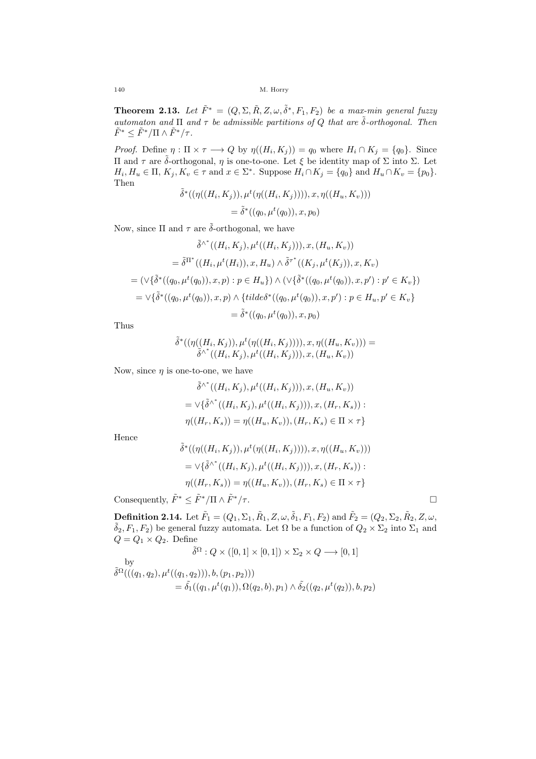**Theorem 2.13.** *Let $\tilde{F}^* = (Q, \Sigma, \tilde{R}, Z, \omega, \tilde{\delta}^*, F_1, F_2)$ be a max-min general fuzzy automaton and $\Pi$ and $\tau$ be admissible partitions of $Q$ that are $\tilde{\delta}$-orthogonal. Then $\tilde{F}^* \leq \tilde{F}^*/\Pi \wedge \tilde{F}^*/\tau$.*

*Proof.* Define $\eta : \Pi \times \tau \longrightarrow Q$ by $\eta((H_i, K_j)) = q_0$ where $H_i \cap K_j = \{q_0\}$. Since $\Pi$ and $\tau$ are $\tilde{\delta}$-orthogonal, $\eta$ is one-to-one. Let $\xi$ be identity map of $\Sigma$ into $\Sigma$. Let $H_i, H_u \in \Pi$, $K_j, K_v \in \tau$ and $x \in \Sigma^*$. Suppose $H_i \cap K_j = \{q_0\}$ and $H_u \cap K_v = \{p_0\}$. Then

$$\tilde{\delta}^*((\eta((H_i, K_j)), \mu^t(\eta((H_i, K_j)))), x, \eta((H_u, K_v)))$$
$$= \tilde{\delta}^*((q_0, \mu^t(q_0)), x, p_0)$$

Now, since $\Pi$ and $\tau$ are $\tilde{\delta}$-orthogonal, we have

$$\tilde{\delta}^{\wedge^*}((H_i, K_j), \mu^t((H_i, K_j))), x, (H_u, K_v))$$
$$= \tilde{\delta}^{\Pi^*}((H_i, \mu^t(H_i)), x, H_u) \wedge \tilde{\delta}^{\tau^*}((K_j, \mu^t(K_j)), x, K_v)$$
$$= (\vee\{\tilde{\delta}^*((q_0, \mu^t(q_0)), x, p) : p \in H_u\}) \wedge (\vee\{\tilde{\delta}^*((q_0, \mu^t(q_0)), x, p') : p' \in K_v\})$$
$$= \vee\{\tilde{\delta}^*((q_0, \mu^t(q_0)), x, p) \wedge \{tilde\delta^*((q_0, \mu^t(q_0)), x, p') : p \in H_u, p' \in K_v\}$$
$$= \tilde{\delta}^*((q_0, \mu^t(q_0)), x, p_0)$$

Thus

$$\tilde{\delta}^*((\eta((H_i, K_j)), \mu^t(\eta((H_i, K_j)))), x, \eta((H_u, K_v))) = \tilde{\delta}^{\wedge^*}((H_i, K_j), \mu^t((H_i, K_j))), x, (H_u, K_v))$$

Now, since $\eta$ is one-to-one, we have

$$\tilde{\delta}^{\wedge^*}((H_i, K_j), \mu^t((H_i, K_j))), x, (H_u, K_v))$$
$$= \vee\{\tilde{\delta}^{\wedge^*}((H_i, K_j), \mu^t((H_i, K_j))), x, (H_r, K_s)) :$$
$$\eta((H_r, K_s)) = \eta((H_u, K_v)), (H_r, K_s) \in \Pi \times \tau\}$$

Hence

$$\tilde{\delta}^*((\eta((H_i, K_j)), \mu^t(\eta((H_i, K_j)))), x, \eta((H_u, K_v)))$$
$$= \vee\{\tilde{\delta}^{\wedge^*}((H_i, K_j), \mu^t((H_i, K_j))), x, (H_r, K_s)) :$$
$$\eta((H_r, K_s)) = \eta((H_u, K_v)), (H_r, K_s) \in \Pi \times \tau\}$$

Consequently, $\tilde{F}^* \leq \tilde{F}^*/\Pi \wedge \tilde{F}^*/\tau$. □

**Definition 2.14.** Let $\tilde{F}_1 = (Q_1, \Sigma_1, \tilde{R}_1, Z, \omega, \tilde{\delta}_1, F_1, F_2)$ and $\tilde{F}_2 = (Q_2, \Sigma_2, \tilde{R}_2, Z, \omega, \tilde{\delta}_2, F_1, F_2)$ be general fuzzy automata. Let $\Omega$ be a function of $Q_2 \times \Sigma_2$ into $\Sigma_1$ and $Q = Q_1 \times Q_2$. Define

$$\tilde{\delta}^{\Omega} : Q \times ([0,1] \times [0,1]) \times \Sigma_2 \times Q \longrightarrow [0,1]$$

by

$$\tilde{\delta}^{\Omega}(((q_1, q_2), \mu^t((q_1, q_2))), b, (p_1, p_2)))$$
$$= \tilde{\delta_1}((q_1, \mu^t(q_1)), \Omega(q_2, b), p_1) \wedge \tilde{\delta_2}((q_2, \mu^t(q_2)), b, p_2)$$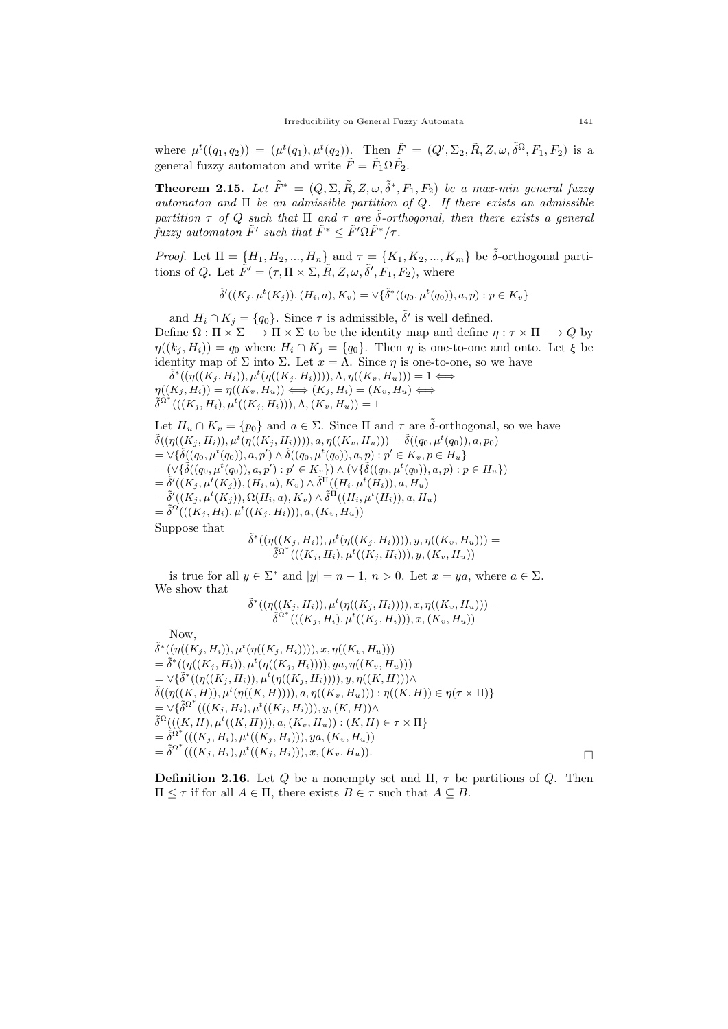where $\mu^t((q_1,q_2)) = (\mu^t(q_1), \mu^t(q_2))$. Then $\tilde{F} = (Q', \Sigma_2, \tilde{R}, Z, \omega, \tilde{\delta}^{\Omega}, F_1, F_2)$ is a general fuzzy automaton and write $\tilde{F} = \tilde{F}_1 \Omega \tilde{F}_2$.

**Theorem 2.15.** *Let $\tilde{F}^* = (Q, \Sigma, \tilde{R}, Z, \omega, \tilde{\delta}^*, F_1, F_2)$ be a max-min general fuzzy automaton and $\Pi$ be an admissible partition of $Q$. If there exists an admissible partition $\tau$ of $Q$ such that $\Pi$ and $\tau$ are $\tilde{\delta}$-orthogonal, then there exists a general fuzzy automaton $\tilde{F}'$ such that $\tilde{F}^* \leq \tilde{F}' \Omega \tilde{F}^*/\tau$.*

*Proof.* Let $\Pi = \{H_1, H_2, ..., H_n\}$ and $\tau = \{K_1, K_2, ..., K_m\}$ be $\tilde{\delta}$-orthogonal partitions of $Q$. Let $\tilde{F}' = (\tau, \Pi \times \Sigma, \tilde{R}, Z, \omega, \tilde{\delta}', F_1, F_2)$, where

$$\tilde{\delta}'((K_j, \mu^t(K_j)), (H_i, a), K_v) = \vee\{\tilde{\delta}^*((q_0, \mu^t(q_0)), a, p) : p \in K_v\}$$

and $H_i \cap K_j = \{q_0\}$. Since $\tau$ is admissible, $\tilde{\delta}'$ is well defined.
Define $\Omega : \Pi \times \Sigma \longrightarrow \Pi \times \Sigma$ to be the identity map and define $\eta : \tau \times \Pi \longrightarrow Q$ by $\eta((k_j, H_i)) = q_0$ where $H_i \cap K_j = \{q_0\}$. Then $\eta$ is one-to-one and onto. Let $\xi$ be identity map of $\Sigma$ into $\Sigma$. Let $x = \Lambda$. Since $\eta$ is one-to-one, so we have
$\tilde{\delta}^*((\eta((K_j, H_i)), \mu^t(\eta((K_j, H_i)))), \Lambda, \eta((K_v, H_u))) = 1 \iff$
$\eta((K_j, H_i)) = \eta((K_v, H_u)) \iff (K_j, H_i) = (K_v, H_u) \iff$
$\tilde{\delta}^{\Omega^*}(((K_j, H_i), \mu^t((K_j, H_i))), \Lambda, (K_v, H_u)) = 1$

Let $H_u \cap K_v = \{p_0\}$ and $a \in \Sigma$. Since $\Pi$ and $\tau$ are $\tilde{\delta}$-orthogonal, so we have
$\tilde{\delta}((\eta((K_j, H_i)), \mu^t(\eta((K_j, H_i)))), a, \eta((K_v, H_u))) = \tilde{\delta}((q_0, \mu^t(q_0)), a, p_0)$
$= \vee\{\tilde{\delta}((q_0, \mu^t(q_0)), a, p') \wedge \tilde{\delta}((q_0, \mu^t(q_0)), a, p) : p' \in K_v, p \in H_u\}$
$= (\vee\{\tilde{\delta}((q_0, \mu^t(q_0)), a, p') : p' \in K_v\}) \wedge (\vee\{\tilde{\delta}((q_0, \mu^t(q_0)), a, p) : p \in H_u\})$
$= \tilde{\delta}'((K_j, \mu^t(K_j)), (H_i, a), K_v) \wedge \tilde{\delta}^{\Pi}((H_i, \mu^t(H_i)), a, H_u)$
$= \tilde{\delta}'((K_j, \mu^t(K_j)), \Omega(H_i, a), K_v) \wedge \tilde{\delta}^{\Pi}((H_i, \mu^t(H_i)), a, H_u)$
$= \tilde{\delta}^{\Omega}(((K_j, H_i), \mu^t((K_j, H_i))), a, (K_v, H_u))$

Suppose that

$$\tilde{\delta}^*((\eta((K_j, H_i)), \mu^t(\eta((K_j, H_i)))), y, \eta((K_v, H_u))) = \tilde{\delta}^{\Omega^*}(((K_j, H_i), \mu^t((K_j, H_i))), y, (K_v, H_u))$$

is true for all $y \in \Sigma^*$ and $|y| = n-1$, $n > 0$. Let $x = ya$, where $a \in \Sigma$. We show that

$$\tilde{\delta}^*((\eta((K_j, H_i)), \mu^t(\eta((K_j, H_i)))), x, \eta((K_v, H_u))) = \tilde{\delta}^{\Omega^*}(((K_j, H_i), \mu^t((K_j, H_i))), x, (K_v, H_u))$$

Now,
$\tilde{\delta}^*((\eta((K_j, H_i)), \mu^t(\eta((K_j, H_i)))), x, \eta((K_v, H_u)))$
$= \tilde{\delta}^*((\eta((K_j, H_i)), \mu^t(\eta((K_j, H_i)))), ya, \eta((K_v, H_u)))$
$= \vee\{\tilde{\delta}^*((\eta((K_j, H_i)), \mu^t(\eta((K_j, H_i)))), y, \eta((K, H))) \wedge$
$\tilde{\delta}((\eta((K, H)), \mu^t(\eta((K, H)))), a, \eta((K_v, H_u))) : \eta((K, H)) \in \eta(\tau \times \Pi)\}$
$= \vee\{\tilde{\delta}^{\Omega^*}(((K_j, H_i), \mu^t((K_j, H_i))), y, (K, H)) \wedge$
$\tilde{\delta}^{\Omega}(((K, H), \mu^t((K, H))), a, (K_v, H_u)) : (K, H) \in \tau \times \Pi\}$
$= \tilde{\delta}^{\Omega^*}(((K_j, H_i), \mu^t((K_j, H_i))), ya, (K_v, H_u))$
$= \tilde{\delta}^{\Omega^*}(((K_j, H_i), \mu^t((K_j, H_i))), x, (K_v, H_u)).$ $\square$

**Definition 2.16.** Let $Q$ be a nonempty set and $\Pi$, $\tau$ be partitions of $Q$. Then $\Pi \leq \tau$ if for all $A \in \Pi$, there exists $B \in \tau$ such that $A \subseteq B$.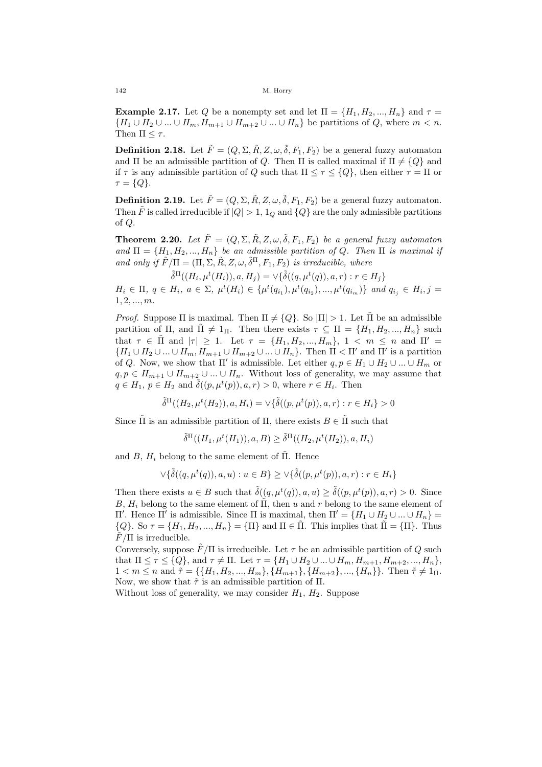**Example 2.17.** Let $Q$ be a nonempty set and let $\Pi = \{H_1, H_2, ..., H_n\}$ and $\tau = \{H_1 \cup H_2 \cup ... \cup H_m, H_{m+1} \cup H_{m+2} \cup ... \cup H_n\}$ be partitions of $Q$, where $m < n$. Then $\Pi \leq \tau$.

**Definition 2.18.** Let $\tilde{F} = (Q, \Sigma, \tilde{R}, Z, \omega, \tilde{\delta}, F_1, F_2)$ be a general fuzzy automaton and $\Pi$ be an admissible partition of $Q$. Then $\Pi$ is called maximal if $\Pi \neq \{Q\}$ and if $\tau$ is any admissible partition of $Q$ such that $\Pi \leq \tau \leq \{Q\}$, then either $\tau = \Pi$ or $\tau = \{Q\}$.

**Definition 2.19.** Let $\tilde{F} = (Q, \Sigma, \tilde{R}, Z, \omega, \tilde{\delta}, F_1, F_2)$ be a general fuzzy automaton. Then $\tilde{F}$ is called irreducible if $|Q| > 1$, $1_Q$ and $\{Q\}$ are the only admissible partitions of $Q$.

**Theorem 2.20.** *Let $\tilde{F} = (Q, \Sigma, \tilde{R}, Z, \omega, \tilde{\delta}, F_1, F_2)$ be a general fuzzy automaton and $\Pi = \{H_1, H_2, ..., H_n\}$ be an admissible partition of $Q$. Then $\Pi$ is maximal if and only if $\tilde{F}/\Pi = (\Pi, \Sigma, \tilde{R}, Z, \omega, \tilde{\delta}^{\Pi}, F_1, F_2)$ is irreducible, where*

$$\tilde{\delta}^{\Pi}((H_i, \mu^t(H_i)), a, H_j) = \vee\{\tilde{\delta}((q, \mu^t(q)), a, r) : r \in H_j\}$$

*$H_i \in \Pi$, $q \in H_i$, $a \in \Sigma$, $\mu^t(H_i) \in \{\mu^t(q_{i_1}), \mu^t(q_{i_2}), ..., \mu^t(q_{i_m})\}$ and $q_{i_j} \in H_i, j = 1, 2, ..., m$.*

*Proof.* Suppose $\Pi$ is maximal. Then $\Pi \neq \{Q\}$. So $|\Pi| > 1$. Let $\tilde{\Pi}$ be an admissible partition of $\Pi$, and $\tilde{\Pi} \neq 1_{\Pi}$. Then there exists $\tau \subseteq \Pi = \{H_1, H_2, ..., H_n\}$ such that $\tau \in \tilde{\Pi}$ and $|\tau| \geq 1$. Let $\tau = \{H_1, H_2, ..., H_m\}$, $1 < m \leq n$ and $\Pi' = \{H_1 \cup H_2 \cup ... \cup H_m, H_{m+1} \cup H_{m+2} \cup ... \cup H_n\}$. Then $\Pi < \Pi'$ and $\Pi'$ is a partition of $Q$. Now, we show that $\Pi'$ is admissible. Let either $q, p \in H_1 \cup H_2 \cup ... \cup H_m$ or $q, p \in H_{m+1} \cup H_{m+2} \cup ... \cup H_n$. Without loss of generality, we may assume that $q \in H_1$, $p \in H_2$ and $\tilde{\delta}((p, \mu^t(p)), a, r) > 0$, where $r \in H_i$. Then

$$\tilde{\delta}^{\Pi}((H_2, \mu^t(H_2)), a, H_i) = \vee\{\tilde{\delta}((p, \mu^t(p)), a, r) : r \in H_i\} > 0$$

Since $\tilde{\Pi}$ is an admissible partition of $\Pi$, there exists $B \in \tilde{\Pi}$ such that

$$\tilde{\delta}^{\Pi}((H_1, \mu^t(H_1)), a, B) \geq \tilde{\delta}^{\Pi}((H_2, \mu^t(H_2)), a, H_i)$$

and $B$, $H_i$ belong to the same element of $\tilde{\Pi}$. Hence

$$\vee\{\tilde{\delta}((q, \mu^t(q)), a, u) : u \in B\} \geq \vee\{\tilde{\delta}((p, \mu^t(p)), a, r) : r \in H_i\}$$

Then there exists $u \in B$ such that $\tilde{\delta}((q, \mu^t(q)), a, u) \geq \tilde{\delta}((p, \mu^t(p)), a, r) > 0$. Since $B$, $H_i$ belong to the same element of $\tilde{\Pi}$, then $u$ and $r$ belong to the same element of $\Pi'$. Hence $\Pi'$ is admissible. Since $\Pi$ is maximal, then $\Pi' = \{H_1 \cup H_2 \cup ... \cup H_n\} = \{Q\}$. So $\tau = \{H_1, H_2, ..., H_n\} = \{\Pi\}$ and $\Pi \in \tilde{\Pi}$. This implies that $\tilde{\Pi} = \{\Pi\}$. Thus $\tilde{F}/\Pi$ is irreducible.

Conversely, suppose $\tilde{F}/\Pi$ is irreducible. Let $\tau$ be an admissible partition of $Q$ such that $\Pi \leq \tau \leq \{Q\}$, and $\tau \neq \Pi$. Let $\tau = \{H_1 \cup H_2 \cup ... \cup H_m, H_{m+1}, H_{m+2}, ..., H_n\}$, $1 < m \leq n$ and $\tilde{\tau} = \{\{H_1, H_2, ..., H_m\}, \{H_{m+1}\}, \{H_{m+2}\}, ..., \{H_n\}\}$. Then $\tilde{\tau} \neq 1_{\Pi}$. Now, we show that $\tilde{\tau}$ is an admissible partition of $\Pi$.

Without loss of generality, we may consider $H_1$, $H_2$. Suppose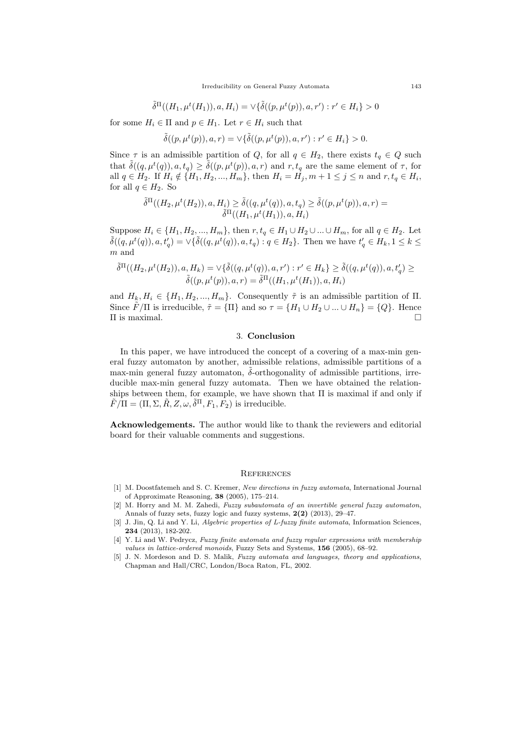$$\tilde{\delta}^{\Pi}((H_1, \mu^t(H_1)), a, H_i) = \vee\{\tilde{\delta}((p, \mu^t(p)), a, r') : r' \in H_i\} > 0$$

for some $H_i \in \Pi$ and $p \in H_1$. Let $r \in H_i$ such that

$$\tilde{\delta}((p, \mu^t(p)), a, r) = \vee\{\tilde{\delta}((p, \mu^t(p)), a, r') : r' \in H_i\} > 0.$$

Since $\tau$ is an admissible partition of $Q$, for all $q \in H_2$, there exists $t_q \in Q$ such that $\tilde{\delta}((q, \mu^t(q)), a, t_q) \geq \tilde{\delta}((p, \mu^t(p)), a, r)$ and $r, t_q$ are the same element of $\tau$, for all $q \in H_2$. If $H_i \notin \{H_1, H_2, ..., H_m\}$, then $H_i = H_j, m+1 \leq j \leq n$ and $r, t_q \in H_i$, for all $q \in H_2$. So

$$\tilde{\delta}^{\Pi}((H_2, \mu^t(H_2)), a, H_i) \geq \tilde{\delta}((q, \mu^t(q)), a, t_q) \geq \tilde{\delta}((p, \mu^t(p)), a, r) = \tilde{\delta}^{\Pi}((H_1, \mu^t(H_1)), a, H_i)$$

Suppose $H_i \in \{H_1, H_2, ..., H_m\}$, then $r, t_q \in H_1 \cup H_2 \cup ... \cup H_m$, for all $q \in H_2$. Let $\tilde{\delta}((q, \mu^t(q)), a, t'_q) = \vee\{\tilde{\delta}((q, \mu^t(q)), a, t_q) : q \in H_2\}$. Then we have $t'_q \in H_k, 1 \leq k \leq m$ and

$$\tilde{\delta}^{\Pi}((H_2, \mu^t(H_2)), a, H_k) = \vee\{\tilde{\delta}((q, \mu^t(q)), a, r') : r' \in H_k\} \geq \tilde{\delta}((q, \mu^t(q)), a, t'_q) \geq \tilde{\delta}((p, \mu^t(p)), a, r) = \tilde{\delta}^{\Pi}((H_1, \mu^t(H_1)), a, H_i)$$

and $H_k, H_i \in \{H_1, H_2, ..., H_m\}$. Consequently $\tilde{\tau}$ is an admissible partition of $\Pi$. Since $\tilde{F}/\Pi$ is irreducible, $\tilde{\tau} = \{\Pi\}$ and so $\tau = \{H_1 \cup H_2 \cup ... \cup H_n\} = \{Q\}$. Hence $\Pi$ is maximal. □

## 3. Conclusion

In this paper, we have introduced the concept of a covering of a max-min general fuzzy automaton by another, admissible relations, admissible partitions of a max-min general fuzzy automaton, $\tilde{\delta}$-orthogonality of admissible partitions, irreducible max-min general fuzzy automata. Then we have obtained the relationships between them, for example, we have shown that $\Pi$ is maximal if and only if $\tilde{F}/\Pi = (\Pi, \Sigma, \tilde{R}, Z, \omega, \tilde{\delta}^{\Pi}, F_1, F_2)$ is irreducible.

**Acknowledgements.** The author would like to thank the reviewers and editorial board for their valuable comments and suggestions.

## References

[1] M. Doostfatemeh and S. C. Kremer, *New directions in fuzzy automata*, International Journal of Approximate Reasoning, **38** (2005), 175–214.

[2] M. Horry and M. M. Zahedi, *Fuzzy subautomata of an invertible general fuzzy automaton*, Annals of fuzzy sets, fuzzy logic and fuzzy systems, **2(2)** (2013), 29–47.

[3] J. Jin, Q. Li and Y. Li, *Algebric properties of L-fuzzy finite automata*, Information Sciences, **234** (2013), 182-202.

[4] Y. Li and W. Pedrycz, *Fuzzy finite automata and fuzzy regular expressions with membership values in lattice-ordered monoids*, Fuzzy Sets and Systems, **156** (2005), 68–92.

[5] J. N. Mordeson and D. S. Malik, *Fuzzy automata and languages, theory and applications*, Chapman and Hall/CRC, London/Boca Raton, FL, 2002.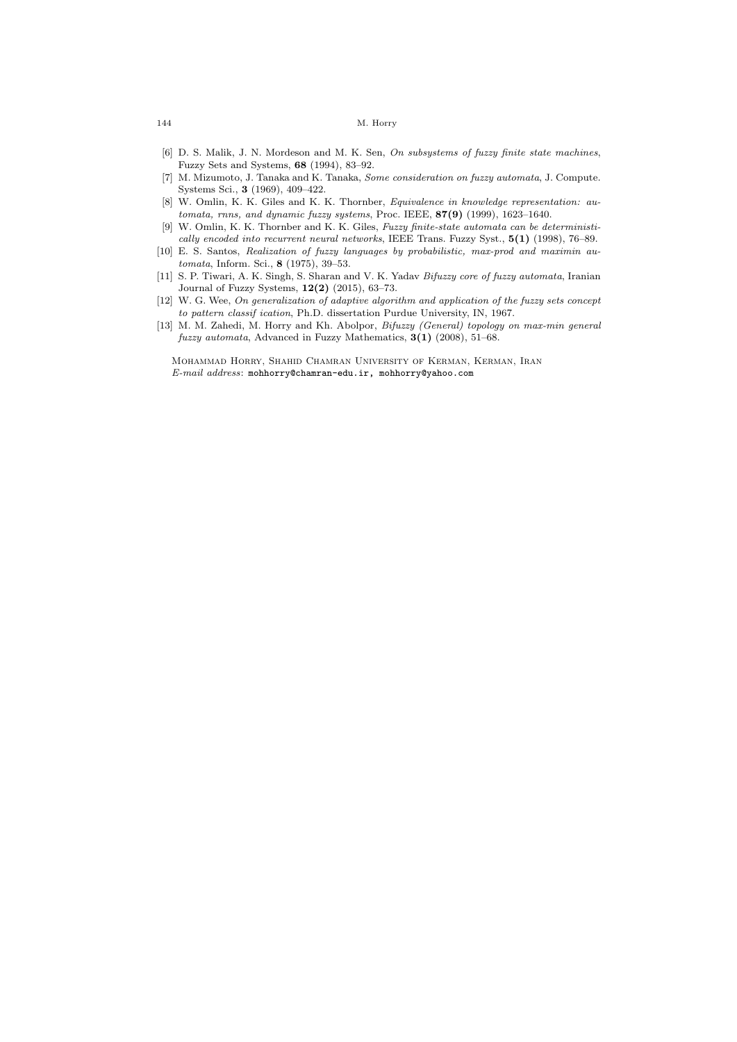[6] D. S. Malik, J. N. Mordeson and M. K. Sen, *On subsystems of fuzzy finite state machines*, Fuzzy Sets and Systems, **68** (1994), 83–92.

[7] M. Mizumoto, J. Tanaka and K. Tanaka, *Some consideration on fuzzy automata*, J. Compute. Systems Sci., **3** (1969), 409–422.

[8] W. Omlin, K. K. Giles and K. K. Thornber, *Equivalence in knowledge representation: automata, rnns, and dynamic fuzzy systems*, Proc. IEEE, **87(9)** (1999), 1623–1640.

[9] W. Omlin, K. K. Thornber and K. K. Giles, *Fuzzy finite-state automata can be deterministically encoded into recurrent neural networks*, IEEE Trans. Fuzzy Syst., **5(1)** (1998), 76–89.

[10] E. S. Santos, *Realization of fuzzy languages by probabilistic, max-prod and maximin automata*, Inform. Sci., **8** (1975), 39–53.

[11] S. P. Tiwari, A. K. Singh, S. Sharan and V. K. Yadav *Bifuzzy core of fuzzy automata*, Iranian Journal of Fuzzy Systems, **12(2)** (2015), 63–73.

[12] W. G. Wee, *On generalization of adaptive algorithm and application of the fuzzy sets concept to pattern classif ication*, Ph.D. dissertation Purdue University, IN, 1967.

[13] M. M. Zahedi, M. Horry and Kh. Abolpor, *Bifuzzy (General) topology on max-min general fuzzy automata*, Advanced in Fuzzy Mathematics, **3(1)** (2008), 51–68.

Mohammad Horry, Shahid Chamran University of Kerman, Kerman, Iran
*E-mail address*: mohhorry@chamran-edu.ir, mohhorry@yahoo.com